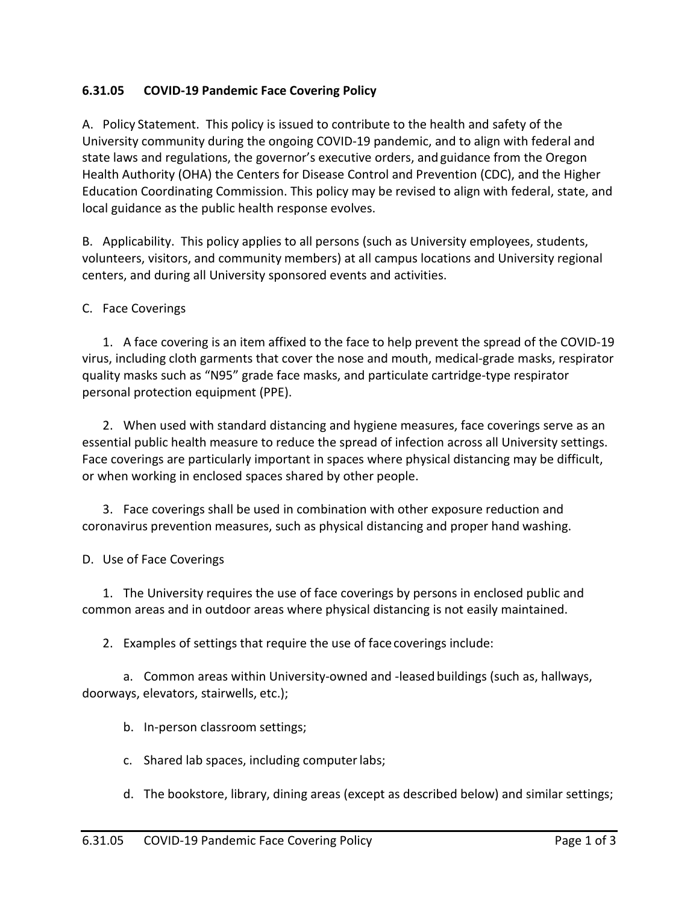# 6.31.05 COVID-19 Pandemic Face Covering Policy

A. Policy Statement. This policy is issued to contribute to the health and safety of the University community during the ongoing COVID-19 pandemic, and to align with federal and state laws and regulations, the governor's executive orders, and guidance from the Oregon Health Authority (OHA) the Centers for Disease Control and Prevention (CDC), and the Higher Education Coordinating Commission. This policy may be revised to align with federal, state, and local guidance as the public health response evolves.

B. Applicability. This policy applies to all persons (such as University employees, students, volunteers, visitors, and community members) at all campus locations and University regional centers, and during all University sponsored events and activities.

C. Face Coverings

1. A face covering is an item affixed to the face to help prevent the spread of the COVID-19 virus, including cloth garments that cover the nose and mouth, medical-grade masks, respirator quality masks such as "N95" grade face masks, and particulate cartridge-type respirator personal protection equipment (PPE).

2. When used with standard distancing and hygiene measures, face coverings serve as an essential public health measure to reduce the spread of infection across all University settings. Face coverings are particularly important in spaces where physical distancing may be difficult, or when working in enclosed spaces shared by other people.

3. Face coverings shall be used in combination with other exposure reduction and coronavirus prevention measures, such as physical distancing and proper hand washing.

D. Use of Face Coverings

1. The University requires the use of face coverings by persons in enclosed public and common areas and in outdoor areas where physical distancing is not easily maintained.

2. Examples of settings that require the use of face coverings include:

   a. Common areas within University-owned and -leased buildings (such as, hallways, doorways, elevators, stairwells, etc.);

   b. In-person classroom settings;

   c. Shared lab spaces, including computer labs;

   d. The bookstore, library, dining areas (except as described below) and similar settings;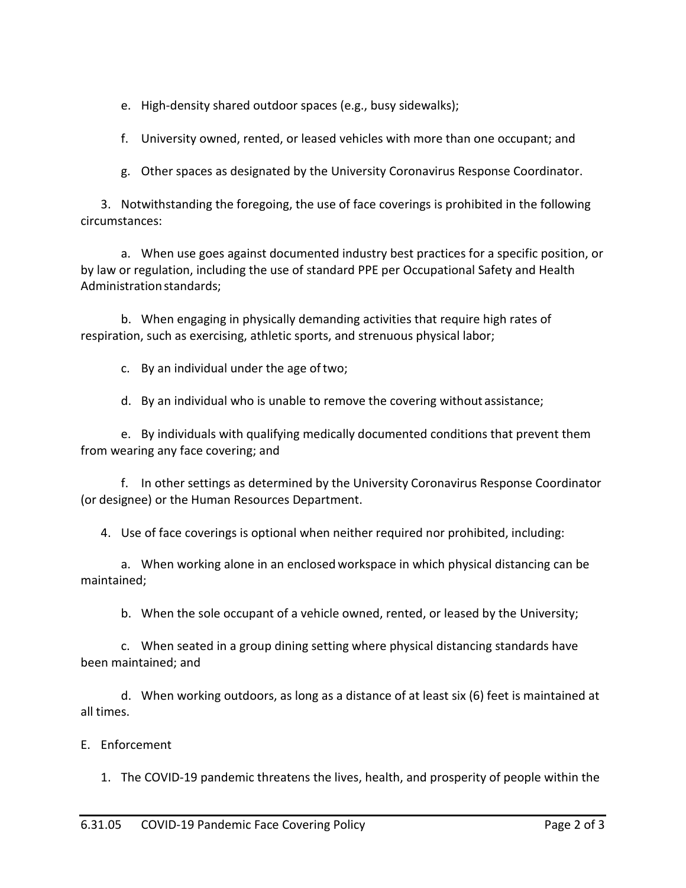e. High-density shared outdoor spaces (e.g., busy sidewalks);

f. University owned, rented, or leased vehicles with more than one occupant; and

g. Other spaces as designated by the University Coronavirus Response Coordinator.

3. Notwithstanding the foregoing, the use of face coverings is prohibited in the following circumstances:

a. When use goes against documented industry best practices for a specific position, or by law or regulation, including the use of standard PPE per Occupational Safety and Health Administration standards;

b. When engaging in physically demanding activities that require high rates of respiration, such as exercising, athletic sports, and strenuous physical labor;

c. By an individual under the age of two;

d. By an individual who is unable to remove the covering without assistance;

e. By individuals with qualifying medically documented conditions that prevent them from wearing any face covering; and

f. In other settings as determined by the University Coronavirus Response Coordinator (or designee) or the Human Resources Department.

4. Use of face coverings is optional when neither required nor prohibited, including:

a. When working alone in an enclosed workspace in which physical distancing can be maintained;

b. When the sole occupant of a vehicle owned, rented, or leased by the University;

c. When seated in a group dining setting where physical distancing standards have been maintained; and

d. When working outdoors, as long as a distance of at least six (6) feet is maintained at all times.

E. Enforcement

1. The COVID-19 pandemic threatens the lives, health, and prosperity of people within the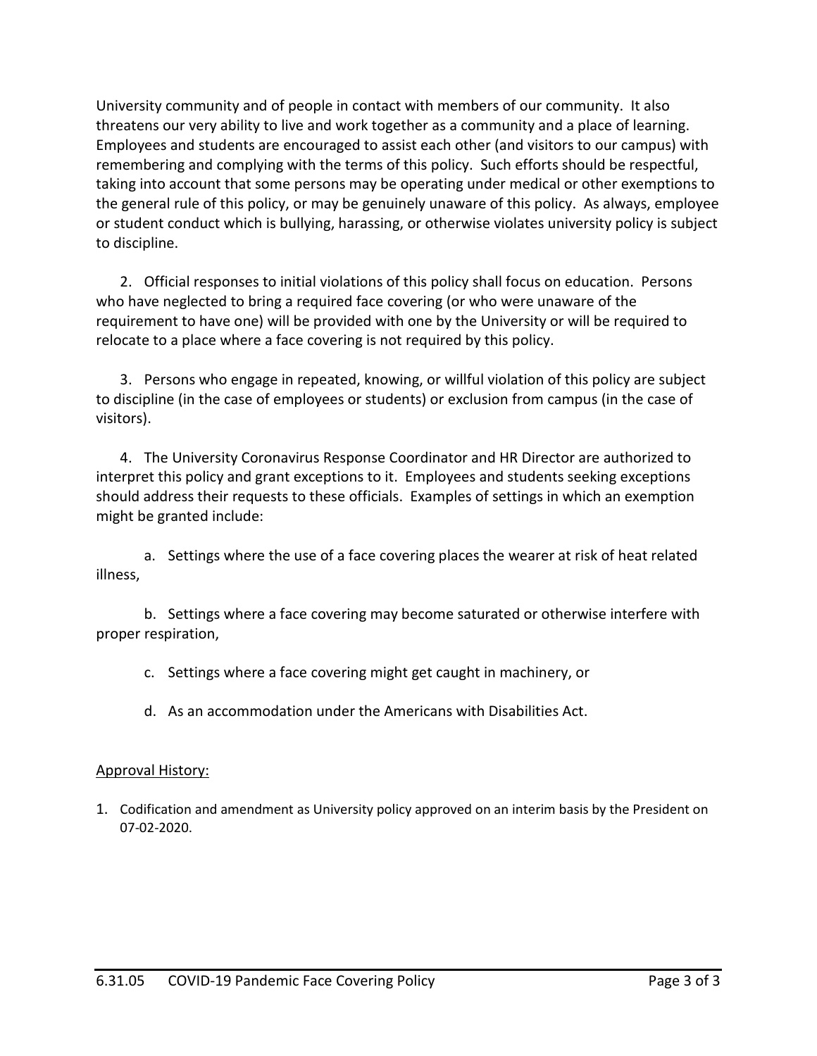University community and of people in contact with members of our community. It also threatens our very ability to live and work together as a community and a place of learning. Employees and students are encouraged to assist each other (and visitors to our campus) with remembering and complying with the terms of this policy. Such efforts should be respectful, taking into account that some persons may be operating under medical or other exemptions to the general rule of this policy, or may be genuinely unaware of this policy. As always, employee or student conduct which is bullying, harassing, or otherwise violates university policy is subject to discipline.

2. Official responses to initial violations of this policy shall focus on education. Persons who have neglected to bring a required face covering (or who were unaware of the requirement to have one) will be provided with one by the University or will be required to relocate to a place where a face covering is not required by this policy.

3. Persons who engage in repeated, knowing, or willful violation of this policy are subject to discipline (in the case of employees or students) or exclusion from campus (in the case of visitors).

4. The University Coronavirus Response Coordinator and HR Director are authorized to interpret this policy and grant exceptions to it. Employees and students seeking exceptions should address their requests to these officials. Examples of settings in which an exemption might be granted include:

   a. Settings where the use of a face covering places the wearer at risk of heat related illness,

   b. Settings where a face covering may become saturated or otherwise interfere with proper respiration,

   c. Settings where a face covering might get caught in machinery, or

   d. As an accommodation under the Americans with Disabilities Act.

<u>Approval History:</u>

1. Codification and amendment as University policy approved on an interim basis by the President on 07-02-2020.